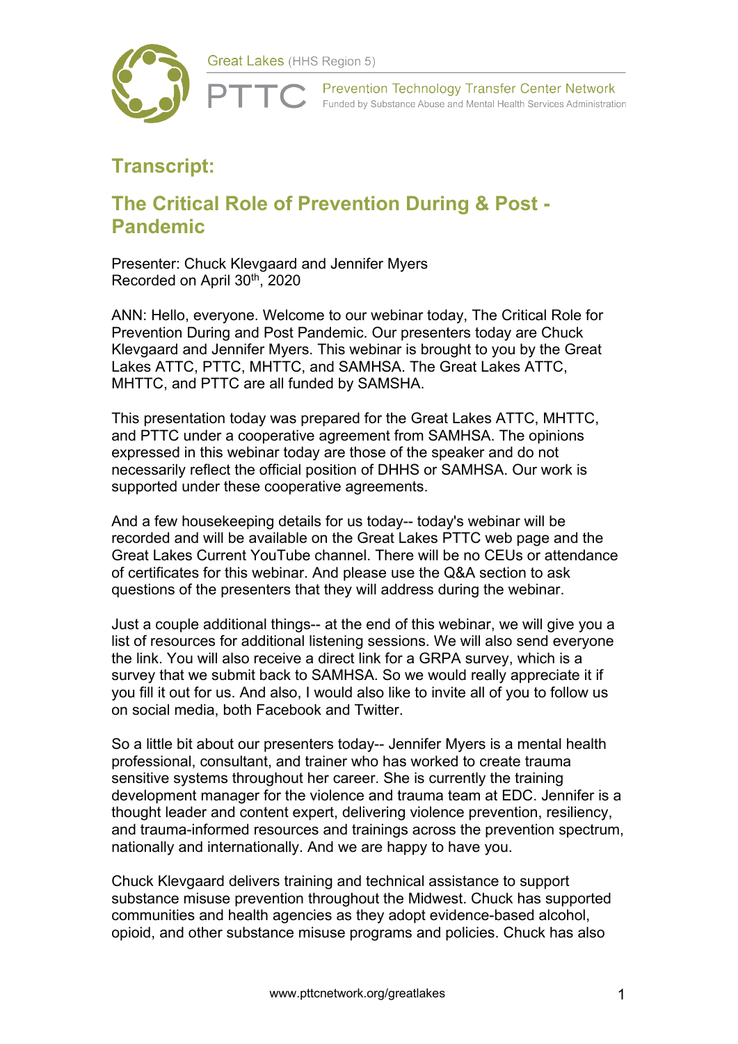# Transcript:

## The Critical Role of Prevention During & Post - Pandemic

Presenter: Chuck Klevgaard and Jennifer Myers
Recorded on April 30th, 2020

ANN: Hello, everyone. Welcome to our webinar today, The Critical Role for Prevention During and Post Pandemic. Our presenters today are Chuck Klevgaard and Jennifer Myers. This webinar is brought to you by the Great Lakes ATTC, PTTC, MHTTC, and SAMHSA. The Great Lakes ATTC, MHTTC, and PTTC are all funded by SAMSHA.

This presentation today was prepared for the Great Lakes ATTC, MHTTC, and PTTC under a cooperative agreement from SAMHSA. The opinions expressed in this webinar today are those of the speaker and do not necessarily reflect the official position of DHHS or SAMHSA. Our work is supported under these cooperative agreements.

And a few housekeeping details for us today-- today's webinar will be recorded and will be available on the Great Lakes PTTC web page and the Great Lakes Current YouTube channel. There will be no CEUs or attendance of certificates for this webinar. And please use the Q&A section to ask questions of the presenters that they will address during the webinar.

Just a couple additional things-- at the end of this webinar, we will give you a list of resources for additional listening sessions. We will also send everyone the link. You will also receive a direct link for a GRPA survey, which is a survey that we submit back to SAMHSA. So we would really appreciate it if you fill it out for us. And also, I would also like to invite all of you to follow us on social media, both Facebook and Twitter.

So a little bit about our presenters today-- Jennifer Myers is a mental health professional, consultant, and trainer who has worked to create trauma sensitive systems throughout her career. She is currently the training development manager for the violence and trauma team at EDC. Jennifer is a thought leader and content expert, delivering violence prevention, resiliency, and trauma-informed resources and trainings across the prevention spectrum, nationally and internationally. And we are happy to have you.

Chuck Klevgaard delivers training and technical assistance to support substance misuse prevention throughout the Midwest. Chuck has supported communities and health agencies as they adopt evidence-based alcohol, opioid, and other substance misuse programs and policies. Chuck has also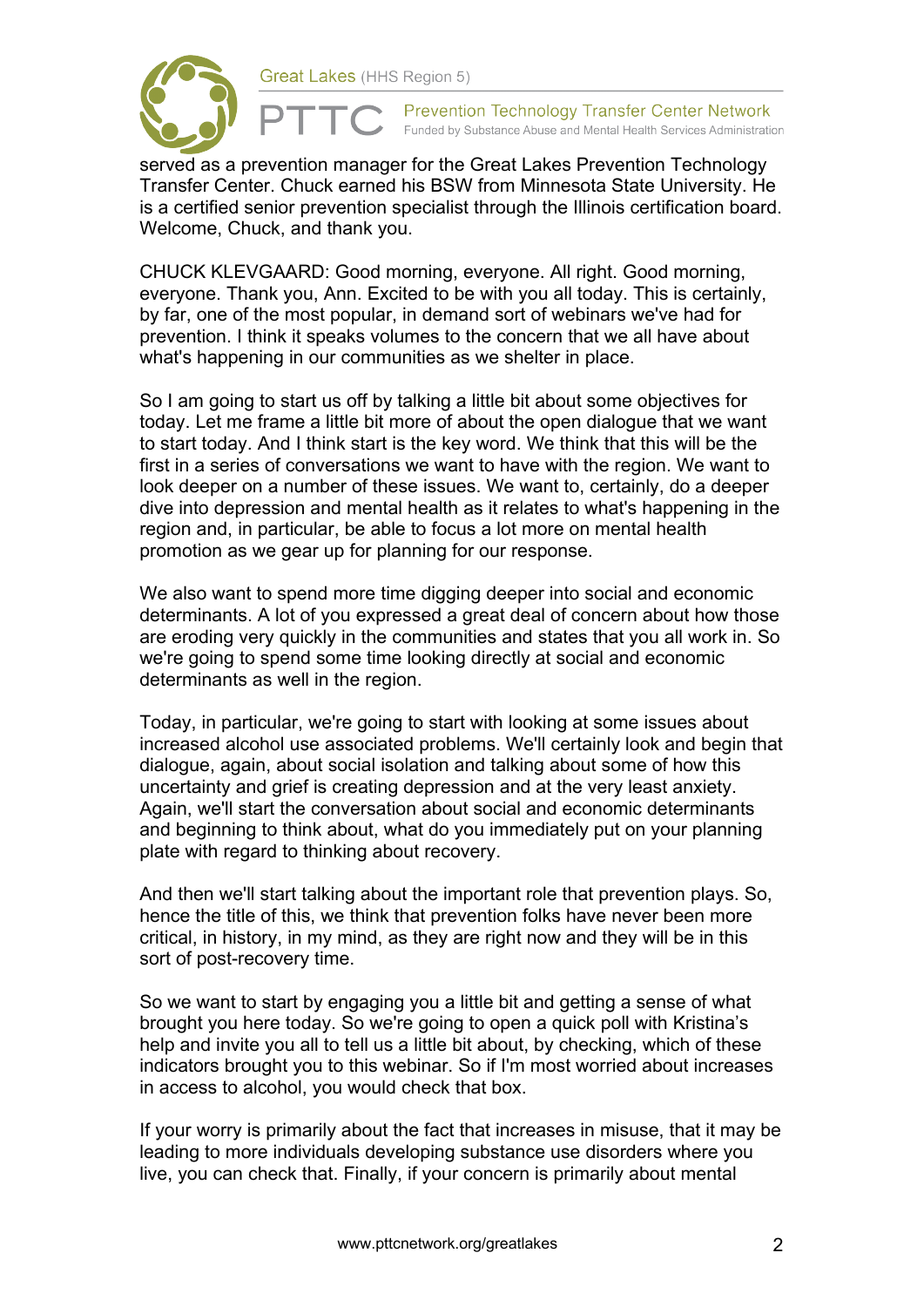served as a prevention manager for the Great Lakes Prevention Technology Transfer Center. Chuck earned his BSW from Minnesota State University. He is a certified senior prevention specialist through the Illinois certification board. Welcome, Chuck, and thank you.

CHUCK KLEVGAARD: Good morning, everyone. All right. Good morning, everyone. Thank you, Ann. Excited to be with you all today. This is certainly, by far, one of the most popular, in demand sort of webinars we've had for prevention. I think it speaks volumes to the concern that we all have about what's happening in our communities as we shelter in place.

So I am going to start us off by talking a little bit about some objectives for today. Let me frame a little bit more of about the open dialogue that we want to start today. And I think start is the key word. We think that this will be the first in a series of conversations we want to have with the region. We want to look deeper on a number of these issues. We want to, certainly, do a deeper dive into depression and mental health as it relates to what's happening in the region and, in particular, be able to focus a lot more on mental health promotion as we gear up for planning for our response.

We also want to spend more time digging deeper into social and economic determinants. A lot of you expressed a great deal of concern about how those are eroding very quickly in the communities and states that you all work in. So we're going to spend some time looking directly at social and economic determinants as well in the region.

Today, in particular, we're going to start with looking at some issues about increased alcohol use associated problems. We'll certainly look and begin that dialogue, again, about social isolation and talking about some of how this uncertainty and grief is creating depression and at the very least anxiety. Again, we'll start the conversation about social and economic determinants and beginning to think about, what do you immediately put on your planning plate with regard to thinking about recovery.

And then we'll start talking about the important role that prevention plays. So, hence the title of this, we think that prevention folks have never been more critical, in history, in my mind, as they are right now and they will be in this sort of post-recovery time.

So we want to start by engaging you a little bit and getting a sense of what brought you here today. So we're going to open a quick poll with Kristina's help and invite you all to tell us a little bit about, by checking, which of these indicators brought you to this webinar. So if I'm most worried about increases in access to alcohol, you would check that box.

If your worry is primarily about the fact that increases in misuse, that it may be leading to more individuals developing substance use disorders where you live, you can check that. Finally, if your concern is primarily about mental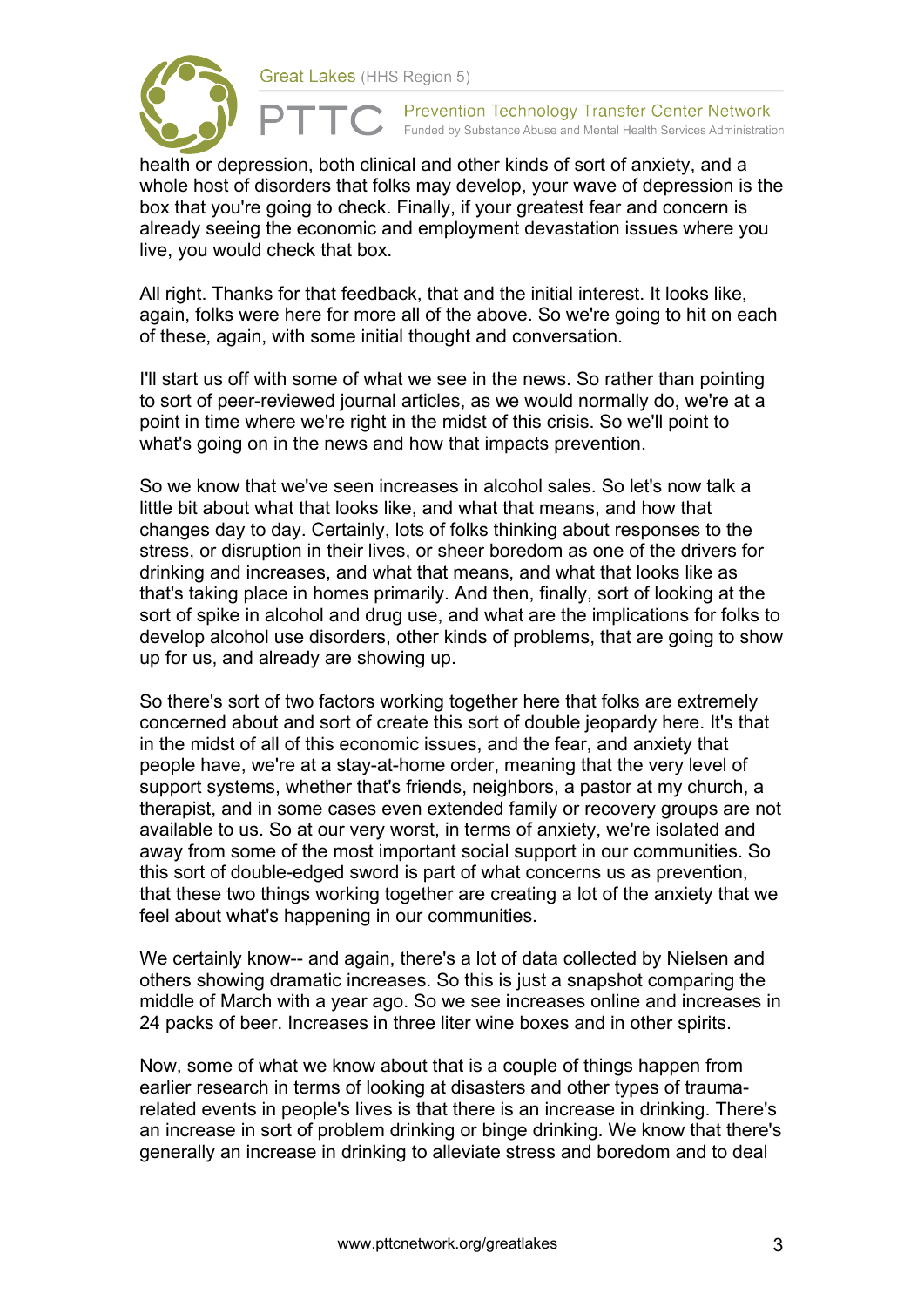health or depression, both clinical and other kinds of sort of anxiety, and a whole host of disorders that folks may develop, your wave of depression is the box that you're going to check. Finally, if your greatest fear and concern is already seeing the economic and employment devastation issues where you live, you would check that box.

All right. Thanks for that feedback, that and the initial interest. It looks like, again, folks were here for more all of the above. So we're going to hit on each of these, again, with some initial thought and conversation.

I'll start us off with some of what we see in the news. So rather than pointing to sort of peer-reviewed journal articles, as we would normally do, we're at a point in time where we're right in the midst of this crisis. So we'll point to what's going on in the news and how that impacts prevention.

So we know that we've seen increases in alcohol sales. So let's now talk a little bit about what that looks like, and what that means, and how that changes day to day. Certainly, lots of folks thinking about responses to the stress, or disruption in their lives, or sheer boredom as one of the drivers for drinking and increases, and what that means, and what that looks like as that's taking place in homes primarily. And then, finally, sort of looking at the sort of spike in alcohol and drug use, and what are the implications for folks to develop alcohol use disorders, other kinds of problems, that are going to show up for us, and already are showing up.

So there's sort of two factors working together here that folks are extremely concerned about and sort of create this sort of double jeopardy here. It's that in the midst of all of this economic issues, and the fear, and anxiety that people have, we're at a stay-at-home order, meaning that the very level of support systems, whether that's friends, neighbors, a pastor at my church, a therapist, and in some cases even extended family or recovery groups are not available to us. So at our very worst, in terms of anxiety, we're isolated and away from some of the most important social support in our communities. So this sort of double-edged sword is part of what concerns us as prevention, that these two things working together are creating a lot of the anxiety that we feel about what's happening in our communities.

We certainly know-- and again, there's a lot of data collected by Nielsen and others showing dramatic increases. So this is just a snapshot comparing the middle of March with a year ago. So we see increases online and increases in 24 packs of beer. Increases in three liter wine boxes and in other spirits.

Now, some of what we know about that is a couple of things happen from earlier research in terms of looking at disasters and other types of trauma-related events in people's lives is that there is an increase in drinking. There's an increase in sort of problem drinking or binge drinking. We know that there's generally an increase in drinking to alleviate stress and boredom and to deal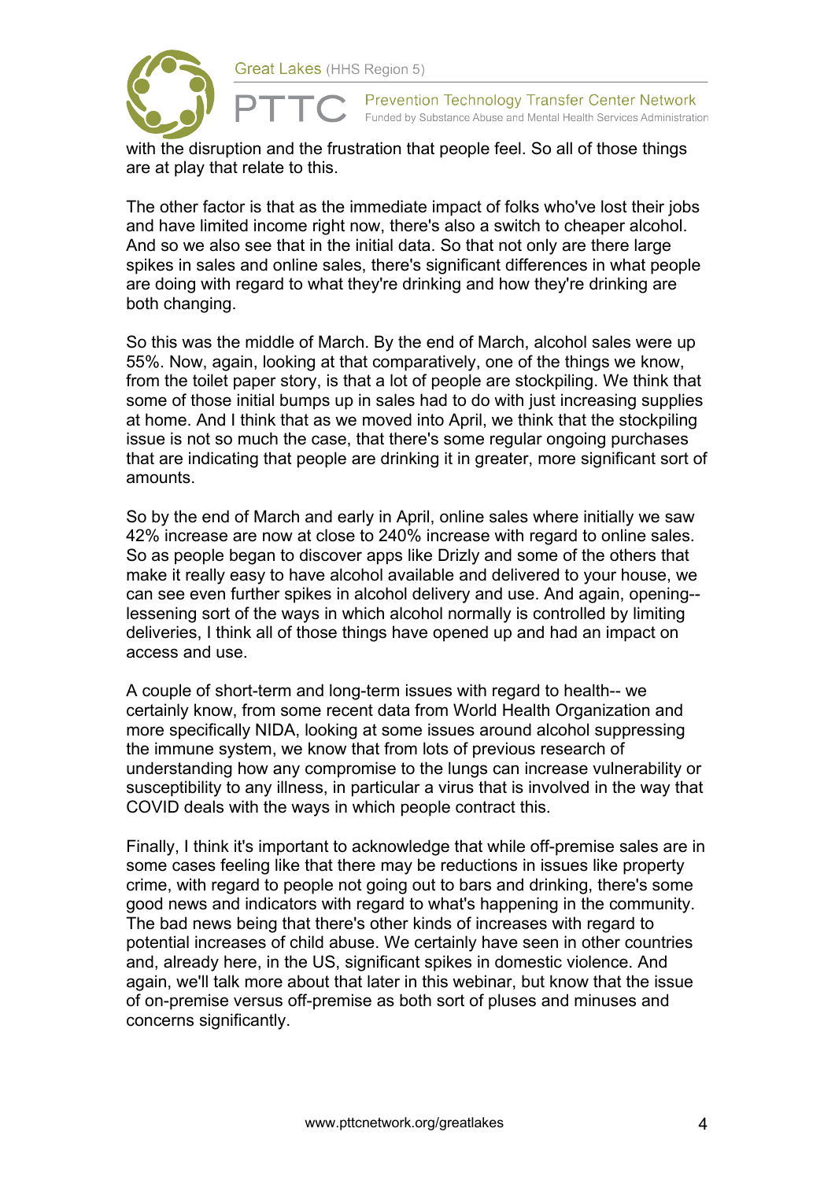with the disruption and the frustration that people feel. So all of those things are at play that relate to this.

The other factor is that as the immediate impact of folks who've lost their jobs and have limited income right now, there's also a switch to cheaper alcohol. And so we also see that in the initial data. So that not only are there large spikes in sales and online sales, there's significant differences in what people are doing with regard to what they're drinking and how they're drinking are both changing.

So this was the middle of March. By the end of March, alcohol sales were up 55%. Now, again, looking at that comparatively, one of the things we know, from the toilet paper story, is that a lot of people are stockpiling. We think that some of those initial bumps up in sales had to do with just increasing supplies at home. And I think that as we moved into April, we think that the stockpiling issue is not so much the case, that there's some regular ongoing purchases that are indicating that people are drinking it in greater, more significant sort of amounts.

So by the end of March and early in April, online sales where initially we saw 42% increase are now at close to 240% increase with regard to online sales. So as people began to discover apps like Drizly and some of the others that make it really easy to have alcohol available and delivered to your house, we can see even further spikes in alcohol delivery and use. And again, opening-- lessening sort of the ways in which alcohol normally is controlled by limiting deliveries, I think all of those things have opened up and had an impact on access and use.

A couple of short-term and long-term issues with regard to health-- we certainly know, from some recent data from World Health Organization and more specifically NIDA, looking at some issues around alcohol suppressing the immune system, we know that from lots of previous research of understanding how any compromise to the lungs can increase vulnerability or susceptibility to any illness, in particular a virus that is involved in the way that COVID deals with the ways in which people contract this.

Finally, I think it's important to acknowledge that while off-premise sales are in some cases feeling like that there may be reductions in issues like property crime, with regard to people not going out to bars and drinking, there's some good news and indicators with regard to what's happening in the community. The bad news being that there's other kinds of increases with regard to potential increases of child abuse. We certainly have seen in other countries and, already here, in the US, significant spikes in domestic violence. And again, we'll talk more about that later in this webinar, but know that the issue of on-premise versus off-premise as both sort of pluses and minuses and concerns significantly.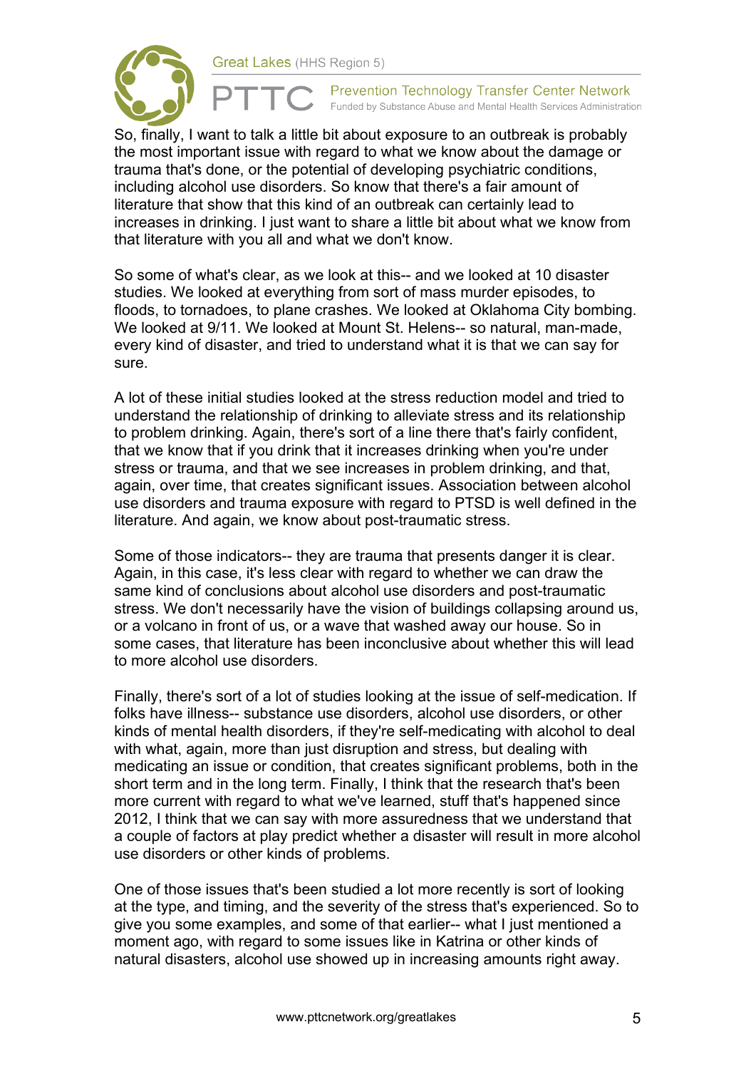So, finally, I want to talk a little bit about exposure to an outbreak is probably the most important issue with regard to what we know about the damage or trauma that's done, or the potential of developing psychiatric conditions, including alcohol use disorders. So know that there's a fair amount of literature that show that this kind of an outbreak can certainly lead to increases in drinking. I just want to share a little bit about what we know from that literature with you all and what we don't know.

So some of what's clear, as we look at this-- and we looked at 10 disaster studies. We looked at everything from sort of mass murder episodes, to floods, to tornadoes, to plane crashes. We looked at Oklahoma City bombing. We looked at 9/11. We looked at Mount St. Helens-- so natural, man-made, every kind of disaster, and tried to understand what it is that we can say for sure.

A lot of these initial studies looked at the stress reduction model and tried to understand the relationship of drinking to alleviate stress and its relationship to problem drinking. Again, there's sort of a line there that's fairly confident, that we know that if you drink that it increases drinking when you're under stress or trauma, and that we see increases in problem drinking, and that, again, over time, that creates significant issues. Association between alcohol use disorders and trauma exposure with regard to PTSD is well defined in the literature. And again, we know about post-traumatic stress.

Some of those indicators-- they are trauma that presents danger it is clear. Again, in this case, it's less clear with regard to whether we can draw the same kind of conclusions about alcohol use disorders and post-traumatic stress. We don't necessarily have the vision of buildings collapsing around us, or a volcano in front of us, or a wave that washed away our house. So in some cases, that literature has been inconclusive about whether this will lead to more alcohol use disorders.

Finally, there's sort of a lot of studies looking at the issue of self-medication. If folks have illness-- substance use disorders, alcohol use disorders, or other kinds of mental health disorders, if they're self-medicating with alcohol to deal with what, again, more than just disruption and stress, but dealing with medicating an issue or condition, that creates significant problems, both in the short term and in the long term. Finally, I think that the research that's been more current with regard to what we've learned, stuff that's happened since 2012, I think that we can say with more assuredness that we understand that a couple of factors at play predict whether a disaster will result in more alcohol use disorders or other kinds of problems.

One of those issues that's been studied a lot more recently is sort of looking at the type, and timing, and the severity of the stress that's experienced. So to give you some examples, and some of that earlier-- what I just mentioned a moment ago, with regard to some issues like in Katrina or other kinds of natural disasters, alcohol use showed up in increasing amounts right away.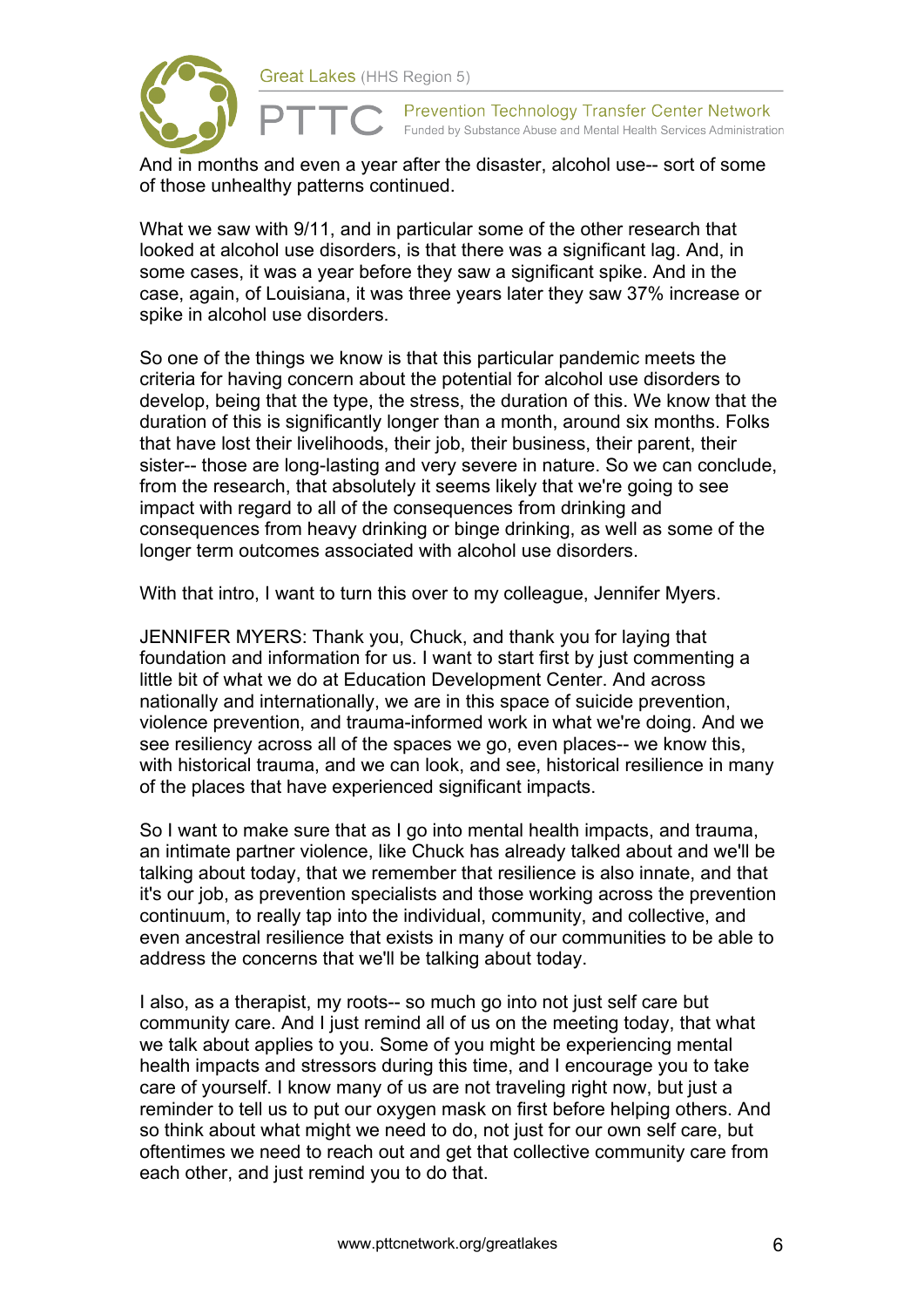And in months and even a year after the disaster, alcohol use-- sort of some of those unhealthy patterns continued.

What we saw with 9/11, and in particular some of the other research that looked at alcohol use disorders, is that there was a significant lag. And, in some cases, it was a year before they saw a significant spike. And in the case, again, of Louisiana, it was three years later they saw 37% increase or spike in alcohol use disorders.

So one of the things we know is that this particular pandemic meets the criteria for having concern about the potential for alcohol use disorders to develop, being that the type, the stress, the duration of this. We know that the duration of this is significantly longer than a month, around six months. Folks that have lost their livelihoods, their job, their business, their parent, their sister-- those are long-lasting and very severe in nature. So we can conclude, from the research, that absolutely it seems likely that we're going to see impact with regard to all of the consequences from drinking and consequences from heavy drinking or binge drinking, as well as some of the longer term outcomes associated with alcohol use disorders.

With that intro, I want to turn this over to my colleague, Jennifer Myers.

JENNIFER MYERS: Thank you, Chuck, and thank you for laying that foundation and information for us. I want to start first by just commenting a little bit of what we do at Education Development Center. And across nationally and internationally, we are in this space of suicide prevention, violence prevention, and trauma-informed work in what we're doing. And we see resiliency across all of the spaces we go, even places-- we know this, with historical trauma, and we can look, and see, historical resilience in many of the places that have experienced significant impacts.

So I want to make sure that as I go into mental health impacts, and trauma, an intimate partner violence, like Chuck has already talked about and we'll be talking about today, that we remember that resilience is also innate, and that it's our job, as prevention specialists and those working across the prevention continuum, to really tap into the individual, community, and collective, and even ancestral resilience that exists in many of our communities to be able to address the concerns that we'll be talking about today.

I also, as a therapist, my roots-- so much go into not just self care but community care. And I just remind all of us on the meeting today, that what we talk about applies to you. Some of you might be experiencing mental health impacts and stressors during this time, and I encourage you to take care of yourself. I know many of us are not traveling right now, but just a reminder to tell us to put our oxygen mask on first before helping others. And so think about what might we need to do, not just for our own self care, but oftentimes we need to reach out and get that collective community care from each other, and just remind you to do that.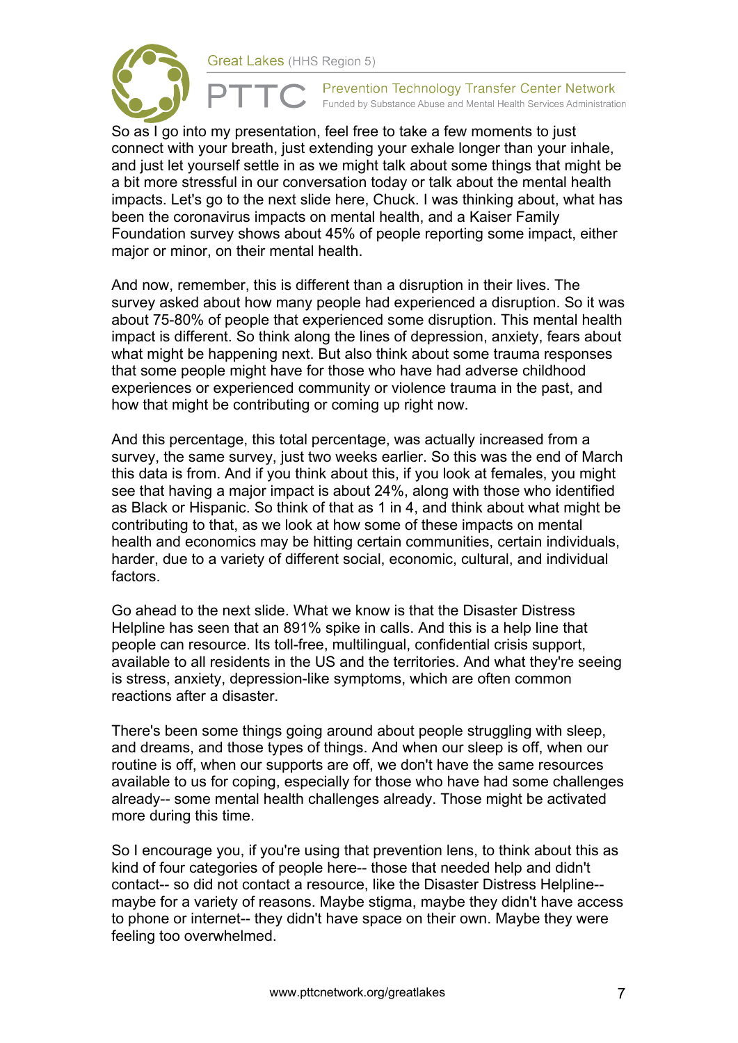So as I go into my presentation, feel free to take a few moments to just connect with your breath, just extending your exhale longer than your inhale, and just let yourself settle in as we might talk about some things that might be a bit more stressful in our conversation today or talk about the mental health impacts. Let's go to the next slide here, Chuck. I was thinking about, what has been the coronavirus impacts on mental health, and a Kaiser Family Foundation survey shows about 45% of people reporting some impact, either major or minor, on their mental health.

And now, remember, this is different than a disruption in their lives. The survey asked about how many people had experienced a disruption. So it was about 75-80% of people that experienced some disruption. This mental health impact is different. So think along the lines of depression, anxiety, fears about what might be happening next. But also think about some trauma responses that some people might have for those who have had adverse childhood experiences or experienced community or violence trauma in the past, and how that might be contributing or coming up right now.

And this percentage, this total percentage, was actually increased from a survey, the same survey, just two weeks earlier. So this was the end of March this data is from. And if you think about this, if you look at females, you might see that having a major impact is about 24%, along with those who identified as Black or Hispanic. So think of that as 1 in 4, and think about what might be contributing to that, as we look at how some of these impacts on mental health and economics may be hitting certain communities, certain individuals, harder, due to a variety of different social, economic, cultural, and individual factors.

Go ahead to the next slide. What we know is that the Disaster Distress Helpline has seen that an 891% spike in calls. And this is a help line that people can resource. Its toll-free, multilingual, confidential crisis support, available to all residents in the US and the territories. And what they're seeing is stress, anxiety, depression-like symptoms, which are often common reactions after a disaster.

There's been some things going around about people struggling with sleep, and dreams, and those types of things. And when our sleep is off, when our routine is off, when our supports are off, we don't have the same resources available to us for coping, especially for those who have had some challenges already-- some mental health challenges already. Those might be activated more during this time.

So I encourage you, if you're using that prevention lens, to think about this as kind of four categories of people here-- those that needed help and didn't contact-- so did not contact a resource, like the Disaster Distress Helpline-- maybe for a variety of reasons. Maybe stigma, maybe they didn't have access to phone or internet-- they didn't have space on their own. Maybe they were feeling too overwhelmed.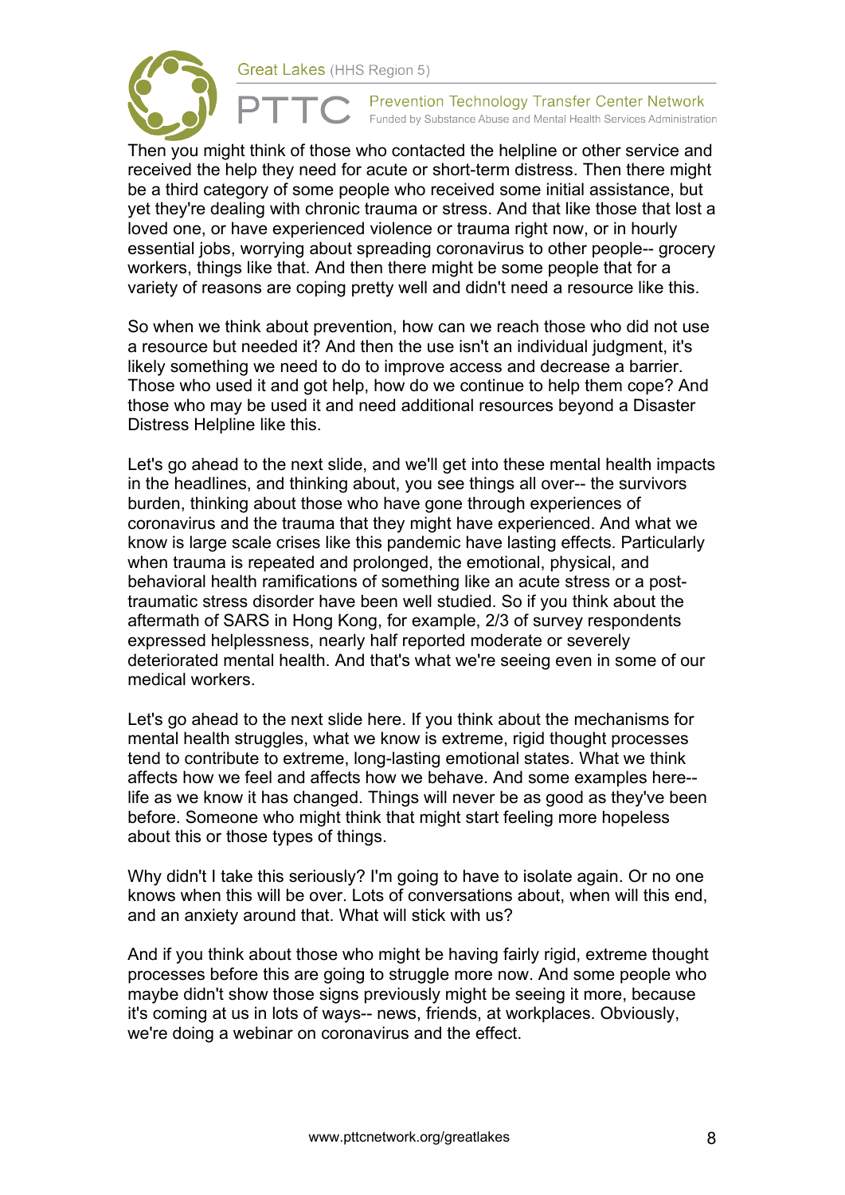Then you might think of those who contacted the helpline or other service and received the help they need for acute or short-term distress. Then there might be a third category of some people who received some initial assistance, but yet they're dealing with chronic trauma or stress. And that like those that lost a loved one, or have experienced violence or trauma right now, or in hourly essential jobs, worrying about spreading coronavirus to other people-- grocery workers, things like that. And then there might be some people that for a variety of reasons are coping pretty well and didn't need a resource like this.

So when we think about prevention, how can we reach those who did not use a resource but needed it? And then the use isn't an individual judgment, it's likely something we need to do to improve access and decrease a barrier. Those who used it and got help, how do we continue to help them cope? And those who may be used it and need additional resources beyond a Disaster Distress Helpline like this.

Let's go ahead to the next slide, and we'll get into these mental health impacts in the headlines, and thinking about, you see things all over-- the survivors burden, thinking about those who have gone through experiences of coronavirus and the trauma that they might have experienced. And what we know is large scale crises like this pandemic have lasting effects. Particularly when trauma is repeated and prolonged, the emotional, physical, and behavioral health ramifications of something like an acute stress or a post-traumatic stress disorder have been well studied. So if you think about the aftermath of SARS in Hong Kong, for example, 2/3 of survey respondents expressed helplessness, nearly half reported moderate or severely deteriorated mental health. And that's what we're seeing even in some of our medical workers.

Let's go ahead to the next slide here. If you think about the mechanisms for mental health struggles, what we know is extreme, rigid thought processes tend to contribute to extreme, long-lasting emotional states. What we think affects how we feel and affects how we behave. And some examples here-- life as we know it has changed. Things will never be as good as they've been before. Someone who might think that might start feeling more hopeless about this or those types of things.

Why didn't I take this seriously? I'm going to have to isolate again. Or no one knows when this will be over. Lots of conversations about, when will this end, and an anxiety around that. What will stick with us?

And if you think about those who might be having fairly rigid, extreme thought processes before this are going to struggle more now. And some people who maybe didn't show those signs previously might be seeing it more, because it's coming at us in lots of ways-- news, friends, at workplaces. Obviously, we're doing a webinar on coronavirus and the effect.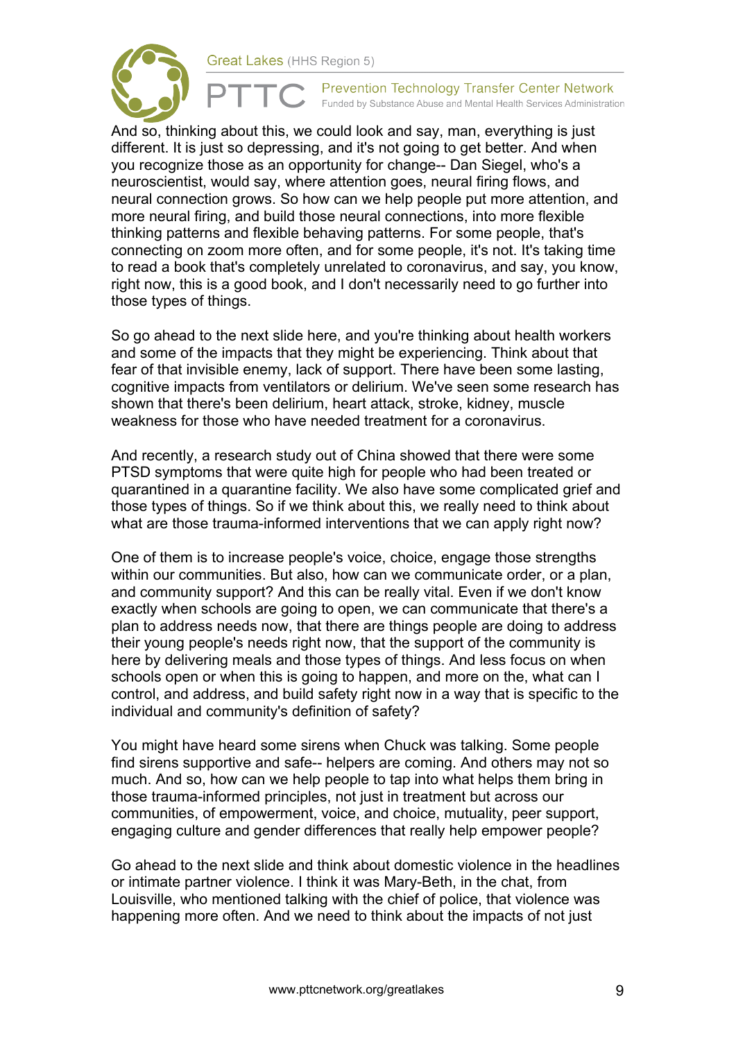And so, thinking about this, we could look and say, man, everything is just different. It is just so depressing, and it's not going to get better. And when you recognize those as an opportunity for change-- Dan Siegel, who's a neuroscientist, would say, where attention goes, neural firing flows, and neural connection grows. So how can we help people put more attention, and more neural firing, and build those neural connections, into more flexible thinking patterns and flexible behaving patterns. For some people, that's connecting on zoom more often, and for some people, it's not. It's taking time to read a book that's completely unrelated to coronavirus, and say, you know, right now, this is a good book, and I don't necessarily need to go further into those types of things.

So go ahead to the next slide here, and you're thinking about health workers and some of the impacts that they might be experiencing. Think about that fear of that invisible enemy, lack of support. There have been some lasting, cognitive impacts from ventilators or delirium. We've seen some research has shown that there's been delirium, heart attack, stroke, kidney, muscle weakness for those who have needed treatment for a coronavirus.

And recently, a research study out of China showed that there were some PTSD symptoms that were quite high for people who had been treated or quarantined in a quarantine facility. We also have some complicated grief and those types of things. So if we think about this, we really need to think about what are those trauma-informed interventions that we can apply right now?

One of them is to increase people's voice, choice, engage those strengths within our communities. But also, how can we communicate order, or a plan, and community support? And this can be really vital. Even if we don't know exactly when schools are going to open, we can communicate that there's a plan to address needs now, that there are things people are doing to address their young people's needs right now, that the support of the community is here by delivering meals and those types of things. And less focus on when schools open or when this is going to happen, and more on the, what can I control, and address, and build safety right now in a way that is specific to the individual and community's definition of safety?

You might have heard some sirens when Chuck was talking. Some people find sirens supportive and safe-- helpers are coming. And others may not so much. And so, how can we help people to tap into what helps them bring in those trauma-informed principles, not just in treatment but across our communities, of empowerment, voice, and choice, mutuality, peer support, engaging culture and gender differences that really help empower people?

Go ahead to the next slide and think about domestic violence in the headlines or intimate partner violence. I think it was Mary-Beth, in the chat, from Louisville, who mentioned talking with the chief of police, that violence was happening more often. And we need to think about the impacts of not just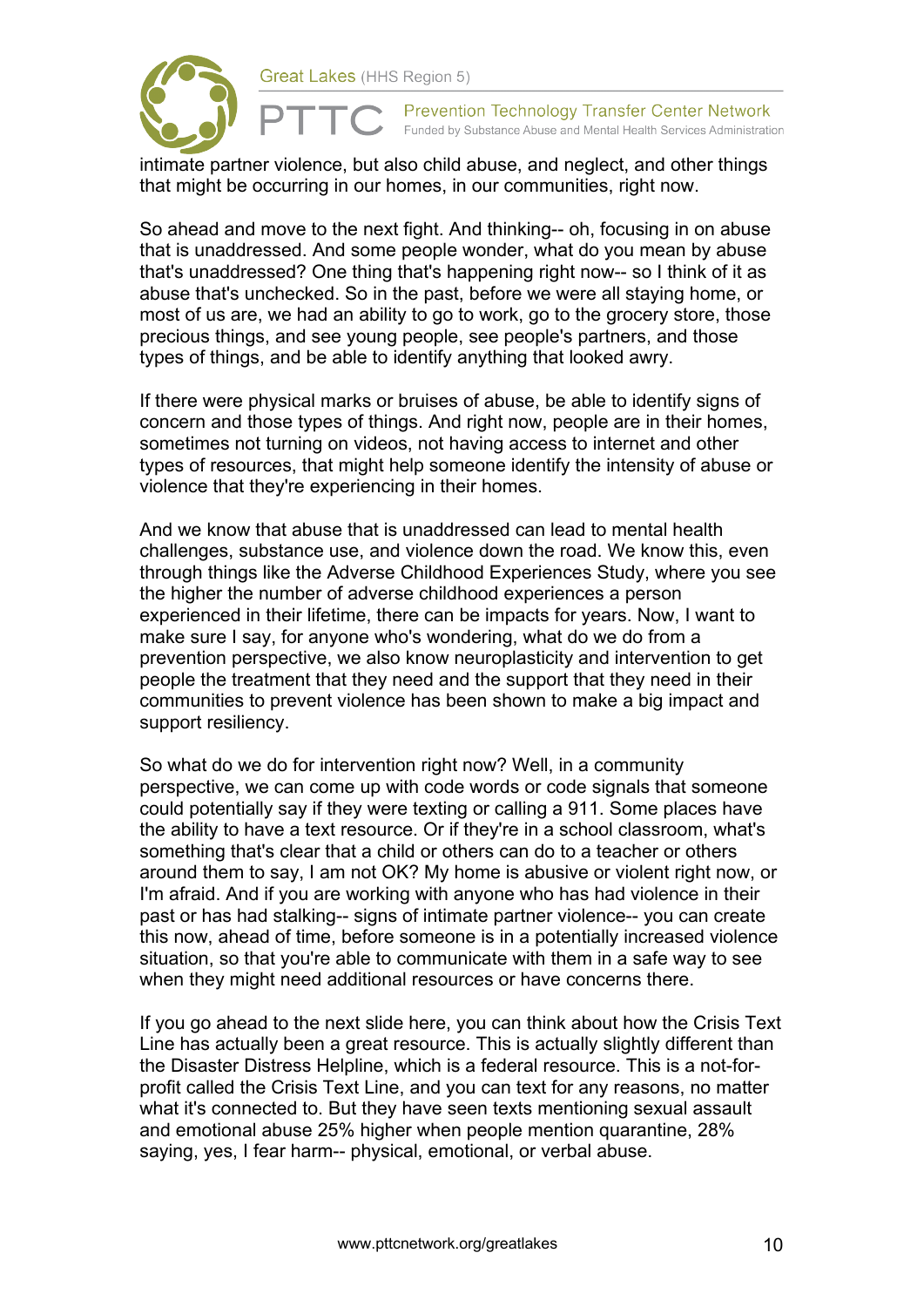intimate partner violence, but also child abuse, and neglect, and other things that might be occurring in our homes, in our communities, right now.

So ahead and move to the next fight. And thinking-- oh, focusing in on abuse that is unaddressed. And some people wonder, what do you mean by abuse that's unaddressed? One thing that's happening right now-- so I think of it as abuse that's unchecked. So in the past, before we were all staying home, or most of us are, we had an ability to go to work, go to the grocery store, those precious things, and see young people, see people's partners, and those types of things, and be able to identify anything that looked awry.

If there were physical marks or bruises of abuse, be able to identify signs of concern and those types of things. And right now, people are in their homes, sometimes not turning on videos, not having access to internet and other types of resources, that might help someone identify the intensity of abuse or violence that they're experiencing in their homes.

And we know that abuse that is unaddressed can lead to mental health challenges, substance use, and violence down the road. We know this, even through things like the Adverse Childhood Experiences Study, where you see the higher the number of adverse childhood experiences a person experienced in their lifetime, there can be impacts for years. Now, I want to make sure I say, for anyone who's wondering, what do we do from a prevention perspective, we also know neuroplasticity and intervention to get people the treatment that they need and the support that they need in their communities to prevent violence has been shown to make a big impact and support resiliency.

So what do we do for intervention right now? Well, in a community perspective, we can come up with code words or code signals that someone could potentially say if they were texting or calling a 911. Some places have the ability to have a text resource. Or if they're in a school classroom, what's something that's clear that a child or others can do to a teacher or others around them to say, I am not OK? My home is abusive or violent right now, or I'm afraid. And if you are working with anyone who has had violence in their past or has had stalking-- signs of intimate partner violence-- you can create this now, ahead of time, before someone is in a potentially increased violence situation, so that you're able to communicate with them in a safe way to see when they might need additional resources or have concerns there.

If you go ahead to the next slide here, you can think about how the Crisis Text Line has actually been a great resource. This is actually slightly different than the Disaster Distress Helpline, which is a federal resource. This is a not-for-profit called the Crisis Text Line, and you can text for any reasons, no matter what it's connected to. But they have seen texts mentioning sexual assault and emotional abuse 25% higher when people mention quarantine, 28% saying, yes, I fear harm-- physical, emotional, or verbal abuse.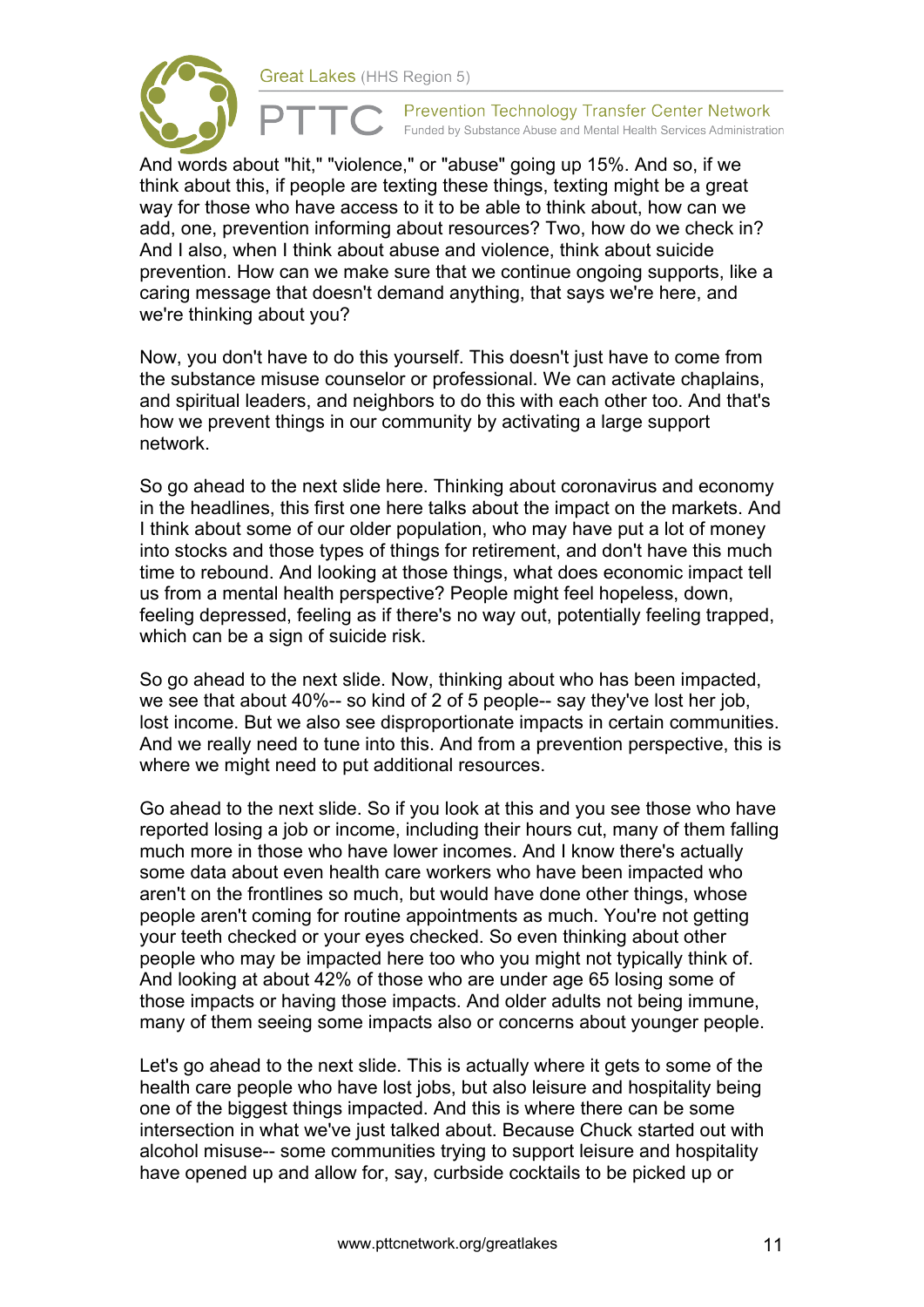And words about "hit," "violence," or "abuse" going up 15%. And so, if we think about this, if people are texting these things, texting might be a great way for those who have access to it to be able to think about, how can we add, one, prevention informing about resources? Two, how do we check in? And I also, when I think about abuse and violence, think about suicide prevention. How can we make sure that we continue ongoing supports, like a caring message that doesn't demand anything, that says we're here, and we're thinking about you?

Now, you don't have to do this yourself. This doesn't just have to come from the substance misuse counselor or professional. We can activate chaplains, and spiritual leaders, and neighbors to do this with each other too. And that's how we prevent things in our community by activating a large support network.

So go ahead to the next slide here. Thinking about coronavirus and economy in the headlines, this first one here talks about the impact on the markets. And I think about some of our older population, who may have put a lot of money into stocks and those types of things for retirement, and don't have this much time to rebound. And looking at those things, what does economic impact tell us from a mental health perspective? People might feel hopeless, down, feeling depressed, feeling as if there's no way out, potentially feeling trapped, which can be a sign of suicide risk.

So go ahead to the next slide. Now, thinking about who has been impacted, we see that about 40%-- so kind of 2 of 5 people-- say they've lost her job, lost income. But we also see disproportionate impacts in certain communities. And we really need to tune into this. And from a prevention perspective, this is where we might need to put additional resources.

Go ahead to the next slide. So if you look at this and you see those who have reported losing a job or income, including their hours cut, many of them falling much more in those who have lower incomes. And I know there's actually some data about even health care workers who have been impacted who aren't on the frontlines so much, but would have done other things, whose people aren't coming for routine appointments as much. You're not getting your teeth checked or your eyes checked. So even thinking about other people who may be impacted here too who you might not typically think of. And looking at about 42% of those who are under age 65 losing some of those impacts or having those impacts. And older adults not being immune, many of them seeing some impacts also or concerns about younger people.

Let's go ahead to the next slide. This is actually where it gets to some of the health care people who have lost jobs, but also leisure and hospitality being one of the biggest things impacted. And this is where there can be some intersection in what we've just talked about. Because Chuck started out with alcohol misuse-- some communities trying to support leisure and hospitality have opened up and allow for, say, curbside cocktails to be picked up or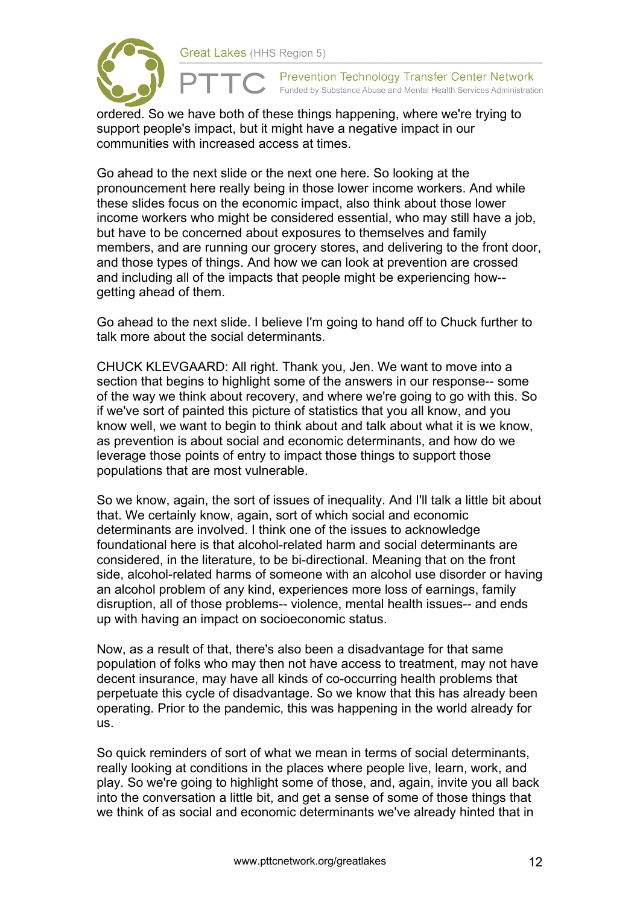ordered. So we have both of these things happening, where we're trying to support people's impact, but it might have a negative impact in our communities with increased access at times.

Go ahead to the next slide or the next one here. So looking at the pronouncement here really being in those lower income workers. And while these slides focus on the economic impact, also think about those lower income workers who might be considered essential, who may still have a job, but have to be concerned about exposures to themselves and family members, and are running our grocery stores, and delivering to the front door, and those types of things. And how we can look at prevention are crossed and including all of the impacts that people might be experiencing how-- getting ahead of them.

Go ahead to the next slide. I believe I'm going to hand off to Chuck further to talk more about the social determinants.

CHUCK KLEVGAARD: All right. Thank you, Jen. We want to move into a section that begins to highlight some of the answers in our response-- some of the way we think about recovery, and where we're going to go with this. So if we've sort of painted this picture of statistics that you all know, and you know well, we want to begin to think about and talk about what it is we know, as prevention is about social and economic determinants, and how do we leverage those points of entry to impact those things to support those populations that are most vulnerable.

So we know, again, the sort of issues of inequality. And I'll talk a little bit about that. We certainly know, again, sort of which social and economic determinants are involved. I think one of the issues to acknowledge foundational here is that alcohol-related harm and social determinants are considered, in the literature, to be bi-directional. Meaning that on the front side, alcohol-related harms of someone with an alcohol use disorder or having an alcohol problem of any kind, experiences more loss of earnings, family disruption, all of those problems-- violence, mental health issues-- and ends up with having an impact on socioeconomic status.

Now, as a result of that, there's also been a disadvantage for that same population of folks who may then not have access to treatment, may not have decent insurance, may have all kinds of co-occurring health problems that perpetuate this cycle of disadvantage. So we know that this has already been operating. Prior to the pandemic, this was happening in the world already for us.

So quick reminders of sort of what we mean in terms of social determinants, really looking at conditions in the places where people live, learn, work, and play. So we're going to highlight some of those, and, again, invite you all back into the conversation a little bit, and get a sense of some of those things that we think of as social and economic determinants we've already hinted that in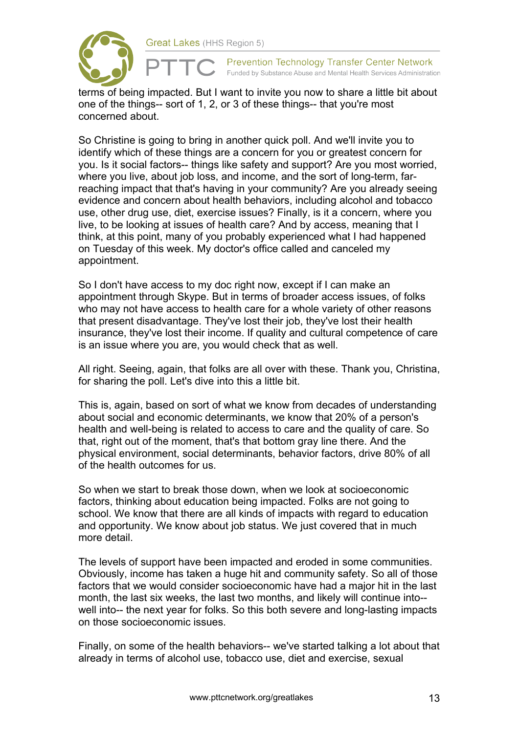terms of being impacted. But I want to invite you now to share a little bit about one of the things-- sort of 1, 2, or 3 of these things-- that you're most concerned about.

So Christine is going to bring in another quick poll. And we'll invite you to identify which of these things are a concern for you or greatest concern for you. Is it social factors-- things like safety and support? Are you most worried, where you live, about job loss, and income, and the sort of long-term, far-reaching impact that that's having in your community? Are you already seeing evidence and concern about health behaviors, including alcohol and tobacco use, other drug use, diet, exercise issues? Finally, is it a concern, where you live, to be looking at issues of health care? And by access, meaning that I think, at this point, many of you probably experienced what I had happened on Tuesday of this week. My doctor's office called and canceled my appointment.

So I don't have access to my doc right now, except if I can make an appointment through Skype. But in terms of broader access issues, of folks who may not have access to health care for a whole variety of other reasons that present disadvantage. They've lost their job, they've lost their health insurance, they've lost their income. If quality and cultural competence of care is an issue where you are, you would check that as well.

All right. Seeing, again, that folks are all over with these. Thank you, Christina, for sharing the poll. Let's dive into this a little bit.

This is, again, based on sort of what we know from decades of understanding about social and economic determinants, we know that 20% of a person's health and well-being is related to access to care and the quality of care. So that, right out of the moment, that's that bottom gray line there. And the physical environment, social determinants, behavior factors, drive 80% of all of the health outcomes for us.

So when we start to break those down, when we look at socioeconomic factors, thinking about education being impacted. Folks are not going to school. We know that there are all kinds of impacts with regard to education and opportunity. We know about job status. We just covered that in much more detail.

The levels of support have been impacted and eroded in some communities. Obviously, income has taken a huge hit and community safety. So all of those factors that we would consider socioeconomic have had a major hit in the last month, the last six weeks, the last two months, and likely will continue into-- well into-- the next year for folks. So this both severe and long-lasting impacts on those socioeconomic issues.

Finally, on some of the health behaviors-- we've started talking a lot about that already in terms of alcohol use, tobacco use, diet and exercise, sexual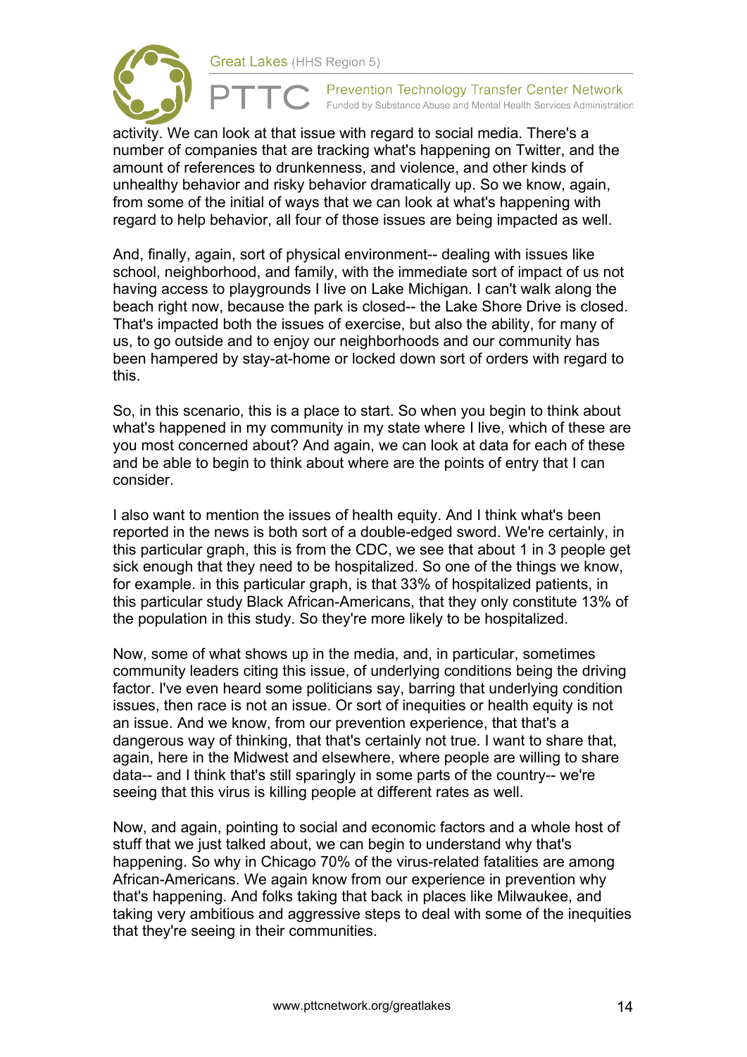activity. We can look at that issue with regard to social media. There's a number of companies that are tracking what's happening on Twitter, and the amount of references to drunkenness, and violence, and other kinds of unhealthy behavior and risky behavior dramatically up. So we know, again, from some of the initial of ways that we can look at what's happening with regard to help behavior, all four of those issues are being impacted as well.

And, finally, again, sort of physical environment-- dealing with issues like school, neighborhood, and family, with the immediate sort of impact of us not having access to playgrounds I live on Lake Michigan. I can't walk along the beach right now, because the park is closed-- the Lake Shore Drive is closed. That's impacted both the issues of exercise, but also the ability, for many of us, to go outside and to enjoy our neighborhoods and our community has been hampered by stay-at-home or locked down sort of orders with regard to this.

So, in this scenario, this is a place to start. So when you begin to think about what's happened in my community in my state where I live, which of these are you most concerned about? And again, we can look at data for each of these and be able to begin to think about where are the points of entry that I can consider.

I also want to mention the issues of health equity. And I think what's been reported in the news is both sort of a double-edged sword. We're certainly, in this particular graph, this is from the CDC, we see that about 1 in 3 people get sick enough that they need to be hospitalized. So one of the things we know, for example. in this particular graph, is that 33% of hospitalized patients, in this particular study Black African-Americans, that they only constitute 13% of the population in this study. So they're more likely to be hospitalized.

Now, some of what shows up in the media, and, in particular, sometimes community leaders citing this issue, of underlying conditions being the driving factor. I've even heard some politicians say, barring that underlying condition issues, then race is not an issue. Or sort of inequities or health equity is not an issue. And we know, from our prevention experience, that that's a dangerous way of thinking, that that's certainly not true. I want to share that, again, here in the Midwest and elsewhere, where people are willing to share data-- and I think that's still sparingly in some parts of the country-- we're seeing that this virus is killing people at different rates as well.

Now, and again, pointing to social and economic factors and a whole host of stuff that we just talked about, we can begin to understand why that's happening. So why in Chicago 70% of the virus-related fatalities are among African-Americans. We again know from our experience in prevention why that's happening. And folks taking that back in places like Milwaukee, and taking very ambitious and aggressive steps to deal with some of the inequities that they're seeing in their communities.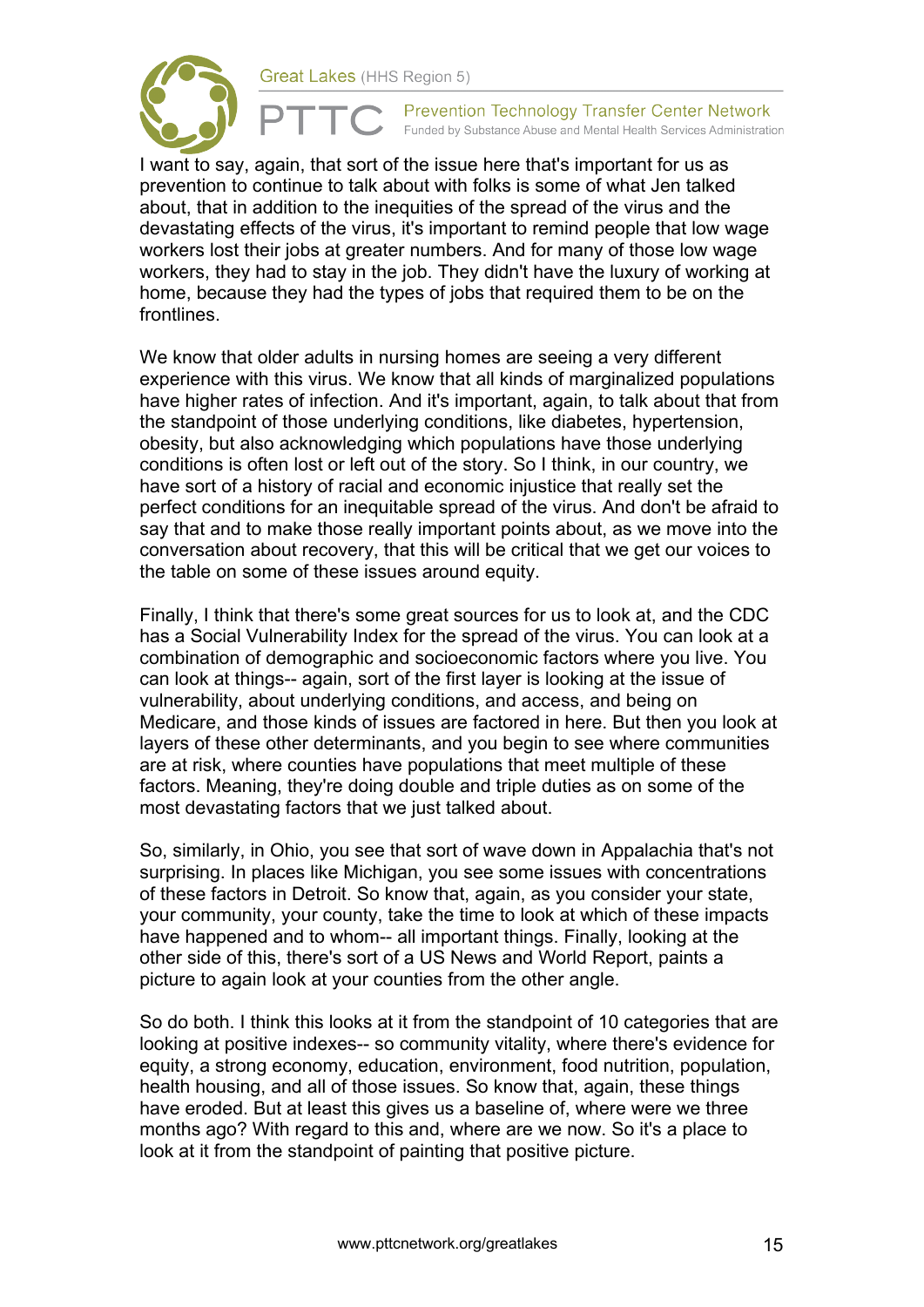I want to say, again, that sort of the issue here that's important for us as prevention to continue to talk about with folks is some of what Jen talked about, that in addition to the inequities of the spread of the virus and the devastating effects of the virus, it's important to remind people that low wage workers lost their jobs at greater numbers. And for many of those low wage workers, they had to stay in the job. They didn't have the luxury of working at home, because they had the types of jobs that required them to be on the frontlines.

We know that older adults in nursing homes are seeing a very different experience with this virus. We know that all kinds of marginalized populations have higher rates of infection. And it's important, again, to talk about that from the standpoint of those underlying conditions, like diabetes, hypertension, obesity, but also acknowledging which populations have those underlying conditions is often lost or left out of the story. So I think, in our country, we have sort of a history of racial and economic injustice that really set the perfect conditions for an inequitable spread of the virus. And don't be afraid to say that and to make those really important points about, as we move into the conversation about recovery, that this will be critical that we get our voices to the table on some of these issues around equity.

Finally, I think that there's some great sources for us to look at, and the CDC has a Social Vulnerability Index for the spread of the virus. You can look at a combination of demographic and socioeconomic factors where you live. You can look at things-- again, sort of the first layer is looking at the issue of vulnerability, about underlying conditions, and access, and being on Medicare, and those kinds of issues are factored in here. But then you look at layers of these other determinants, and you begin to see where communities are at risk, where counties have populations that meet multiple of these factors. Meaning, they're doing double and triple duties as on some of the most devastating factors that we just talked about.

So, similarly, in Ohio, you see that sort of wave down in Appalachia that's not surprising. In places like Michigan, you see some issues with concentrations of these factors in Detroit. So know that, again, as you consider your state, your community, your county, take the time to look at which of these impacts have happened and to whom-- all important things. Finally, looking at the other side of this, there's sort of a US News and World Report, paints a picture to again look at your counties from the other angle.

So do both. I think this looks at it from the standpoint of 10 categories that are looking at positive indexes-- so community vitality, where there's evidence for equity, a strong economy, education, environment, food nutrition, population, health housing, and all of those issues. So know that, again, these things have eroded. But at least this gives us a baseline of, where were we three months ago? With regard to this and, where are we now. So it's a place to look at it from the standpoint of painting that positive picture.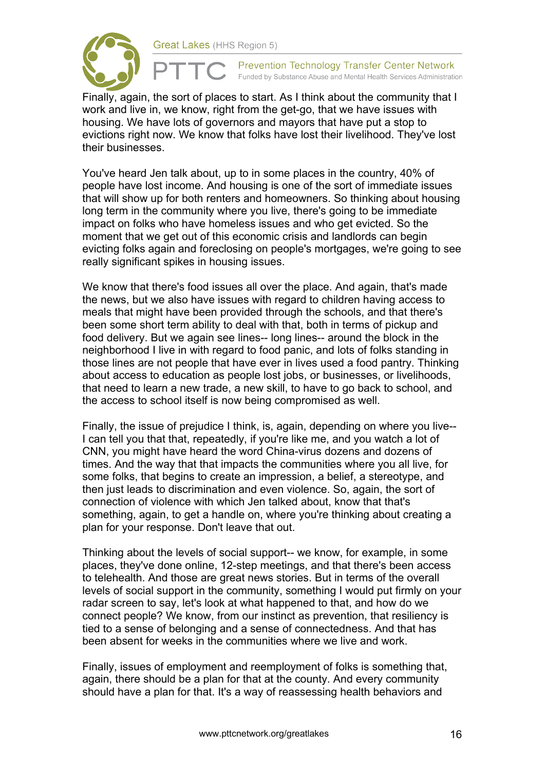Finally, again, the sort of places to start. As I think about the community that I work and live in, we know, right from the get-go, that we have issues with housing. We have lots of governors and mayors that have put a stop to evictions right now. We know that folks have lost their livelihood. They've lost their businesses.

You've heard Jen talk about, up to in some places in the country, 40% of people have lost income. And housing is one of the sort of immediate issues that will show up for both renters and homeowners. So thinking about housing long term in the community where you live, there's going to be immediate impact on folks who have homeless issues and who get evicted. So the moment that we get out of this economic crisis and landlords can begin evicting folks again and foreclosing on people's mortgages, we're going to see really significant spikes in housing issues.

We know that there's food issues all over the place. And again, that's made the news, but we also have issues with regard to children having access to meals that might have been provided through the schools, and that there's been some short term ability to deal with that, both in terms of pickup and food delivery. But we again see lines-- long lines-- around the block in the neighborhood I live in with regard to food panic, and lots of folks standing in those lines are not people that have ever in lives used a food pantry. Thinking about access to education as people lost jobs, or businesses, or livelihoods, that need to learn a new trade, a new skill, to have to go back to school, and the access to school itself is now being compromised as well.

Finally, the issue of prejudice I think, is, again, depending on where you live-- I can tell you that that, repeatedly, if you're like me, and you watch a lot of CNN, you might have heard the word China-virus dozens and dozens of times. And the way that that impacts the communities where you all live, for some folks, that begins to create an impression, a belief, a stereotype, and then just leads to discrimination and even violence. So, again, the sort of connection of violence with which Jen talked about, know that that's something, again, to get a handle on, where you're thinking about creating a plan for your response. Don't leave that out.

Thinking about the levels of social support-- we know, for example, in some places, they've done online, 12-step meetings, and that there's been access to telehealth. And those are great news stories. But in terms of the overall levels of social support in the community, something I would put firmly on your radar screen to say, let's look at what happened to that, and how do we connect people? We know, from our instinct as prevention, that resiliency is tied to a sense of belonging and a sense of connectedness. And that has been absent for weeks in the communities where we live and work.

Finally, issues of employment and reemployment of folks is something that, again, there should be a plan for that at the county. And every community should have a plan for that. It's a way of reassessing health behaviors and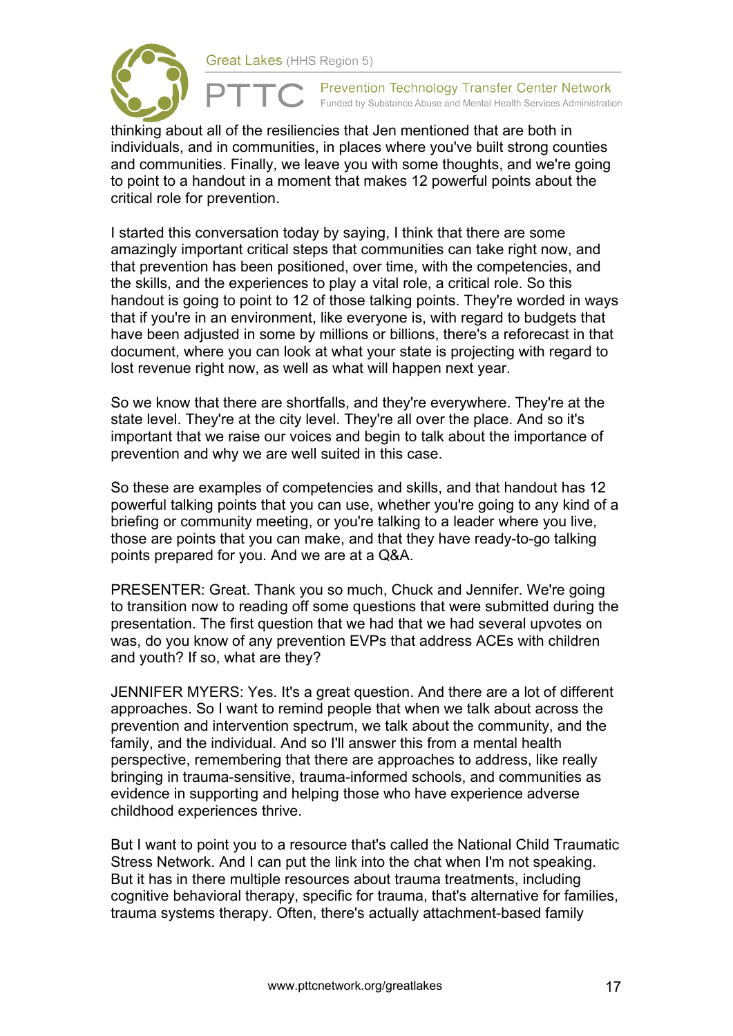thinking about all of the resiliencies that Jen mentioned that are both in individuals, and in communities, in places where you've built strong counties and communities. Finally, we leave you with some thoughts, and we're going to point to a handout in a moment that makes 12 powerful points about the critical role for prevention.

I started this conversation today by saying, I think that there are some amazingly important critical steps that communities can take right now, and that prevention has been positioned, over time, with the competencies, and the skills, and the experiences to play a vital role, a critical role. So this handout is going to point to 12 of those talking points. They're worded in ways that if you're in an environment, like everyone is, with regard to budgets that have been adjusted in some by millions or billions, there's a reforecast in that document, where you can look at what your state is projecting with regard to lost revenue right now, as well as what will happen next year.

So we know that there are shortfalls, and they're everywhere. They're at the state level. They're at the city level. They're all over the place. And so it's important that we raise our voices and begin to talk about the importance of prevention and why we are well suited in this case.

So these are examples of competencies and skills, and that handout has 12 powerful talking points that you can use, whether you're going to any kind of a briefing or community meeting, or you're talking to a leader where you live, those are points that you can make, and that they have ready-to-go talking points prepared for you. And we are at a Q&A.

PRESENTER: Great. Thank you so much, Chuck and Jennifer. We're going to transition now to reading off some questions that were submitted during the presentation. The first question that we had that we had several upvotes on was, do you know of any prevention EVPs that address ACEs with children and youth? If so, what are they?

JENNIFER MYERS: Yes. It's a great question. And there are a lot of different approaches. So I want to remind people that when we talk about across the prevention and intervention spectrum, we talk about the community, and the family, and the individual. And so I'll answer this from a mental health perspective, remembering that there are approaches to address, like really bringing in trauma-sensitive, trauma-informed schools, and communities as evidence in supporting and helping those who have experience adverse childhood experiences thrive.

But I want to point you to a resource that's called the National Child Traumatic Stress Network. And I can put the link into the chat when I'm not speaking. But it has in there multiple resources about trauma treatments, including cognitive behavioral therapy, specific for trauma, that's alternative for families, trauma systems therapy. Often, there's actually attachment-based family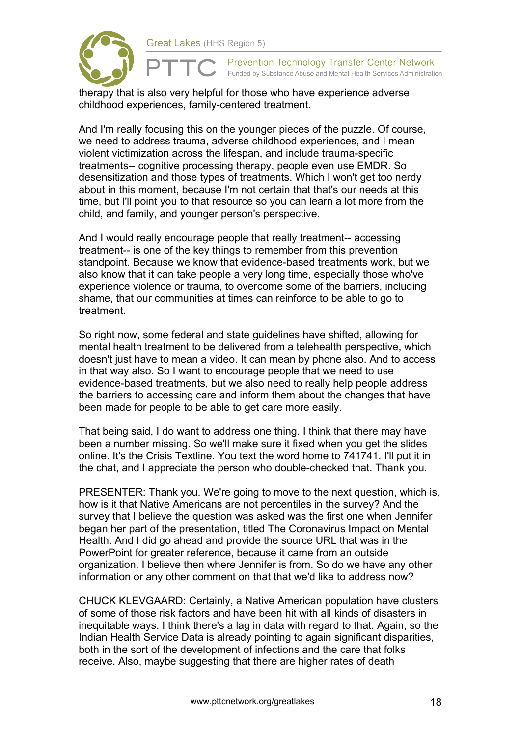therapy that is also very helpful for those who have experience adverse childhood experiences, family-centered treatment.

And I'm really focusing this on the younger pieces of the puzzle. Of course, we need to address trauma, adverse childhood experiences, and I mean violent victimization across the lifespan, and include trauma-specific treatments-- cognitive processing therapy, people even use EMDR. So desensitization and those types of treatments. Which I won't get too nerdy about in this moment, because I'm not certain that that's our needs at this time, but I'll point you to that resource so you can learn a lot more from the child, and family, and younger person's perspective.

And I would really encourage people that really treatment-- accessing treatment-- is one of the key things to remember from this prevention standpoint. Because we know that evidence-based treatments work, but we also know that it can take people a very long time, especially those who've experience violence or trauma, to overcome some of the barriers, including shame, that our communities at times can reinforce to be able to go to treatment.

So right now, some federal and state guidelines have shifted, allowing for mental health treatment to be delivered from a telehealth perspective, which doesn't just have to mean a video. It can mean by phone also. And to access in that way also. So I want to encourage people that we need to use evidence-based treatments, but we also need to really help people address the barriers to accessing care and inform them about the changes that have been made for people to be able to get care more easily.

That being said, I do want to address one thing. I think that there may have been a number missing. So we'll make sure it fixed when you get the slides online. It's the Crisis Textline. You text the word home to 741741. I'll put it in the chat, and I appreciate the person who double-checked that. Thank you.

PRESENTER: Thank you. We're going to move to the next question, which is, how is it that Native Americans are not percentiles in the survey? And the survey that I believe the question was asked was the first one when Jennifer began her part of the presentation, titled The Coronavirus Impact on Mental Health. And I did go ahead and provide the source URL that was in the PowerPoint for greater reference, because it came from an outside organization. I believe then where Jennifer is from. So do we have any other information or any other comment on that that we'd like to address now?

CHUCK KLEVGAARD: Certainly, a Native American population have clusters of some of those risk factors and have been hit with all kinds of disasters in inequitable ways. I think there's a lag in data with regard to that. Again, so the Indian Health Service Data is already pointing to again significant disparities, both in the sort of the development of infections and the care that folks receive. Also, maybe suggesting that there are higher rates of death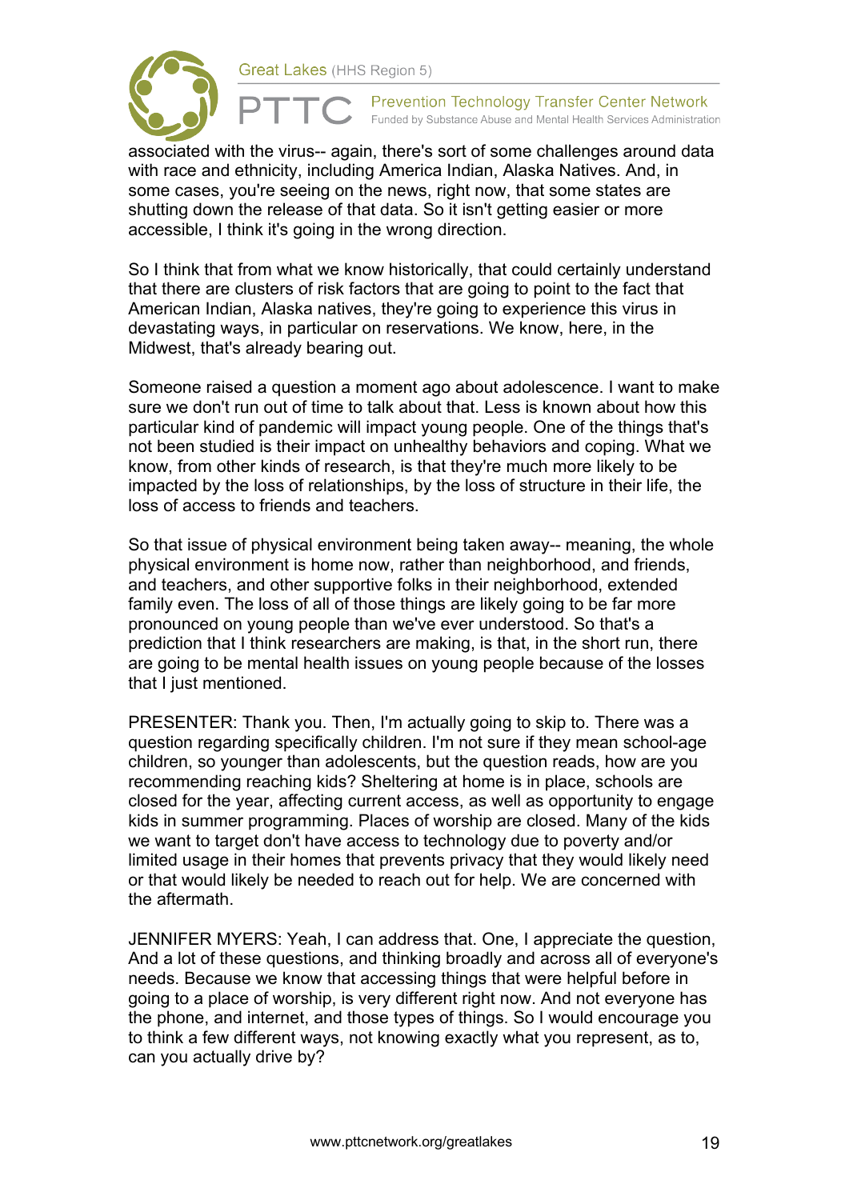associated with the virus-- again, there's sort of some challenges around data with race and ethnicity, including America Indian, Alaska Natives. And, in some cases, you're seeing on the news, right now, that some states are shutting down the release of that data. So it isn't getting easier or more accessible, I think it's going in the wrong direction.

So I think that from what we know historically, that could certainly understand that there are clusters of risk factors that are going to point to the fact that American Indian, Alaska natives, they're going to experience this virus in devastating ways, in particular on reservations. We know, here, in the Midwest, that's already bearing out.

Someone raised a question a moment ago about adolescence. I want to make sure we don't run out of time to talk about that. Less is known about how this particular kind of pandemic will impact young people. One of the things that's not been studied is their impact on unhealthy behaviors and coping. What we know, from other kinds of research, is that they're much more likely to be impacted by the loss of relationships, by the loss of structure in their life, the loss of access to friends and teachers.

So that issue of physical environment being taken away-- meaning, the whole physical environment is home now, rather than neighborhood, and friends, and teachers, and other supportive folks in their neighborhood, extended family even. The loss of all of those things are likely going to be far more pronounced on young people than we've ever understood. So that's a prediction that I think researchers are making, is that, in the short run, there are going to be mental health issues on young people because of the losses that I just mentioned.

PRESENTER: Thank you. Then, I'm actually going to skip to. There was a question regarding specifically children. I'm not sure if they mean school-age children, so younger than adolescents, but the question reads, how are you recommending reaching kids? Sheltering at home is in place, schools are closed for the year, affecting current access, as well as opportunity to engage kids in summer programming. Places of worship are closed. Many of the kids we want to target don't have access to technology due to poverty and/or limited usage in their homes that prevents privacy that they would likely need or that would likely be needed to reach out for help. We are concerned with the aftermath.

JENNIFER MYERS: Yeah, I can address that. One, I appreciate the question, And a lot of these questions, and thinking broadly and across all of everyone's needs. Because we know that accessing things that were helpful before in going to a place of worship, is very different right now. And not everyone has the phone, and internet, and those types of things. So I would encourage you to think a few different ways, not knowing exactly what you represent, as to, can you actually drive by?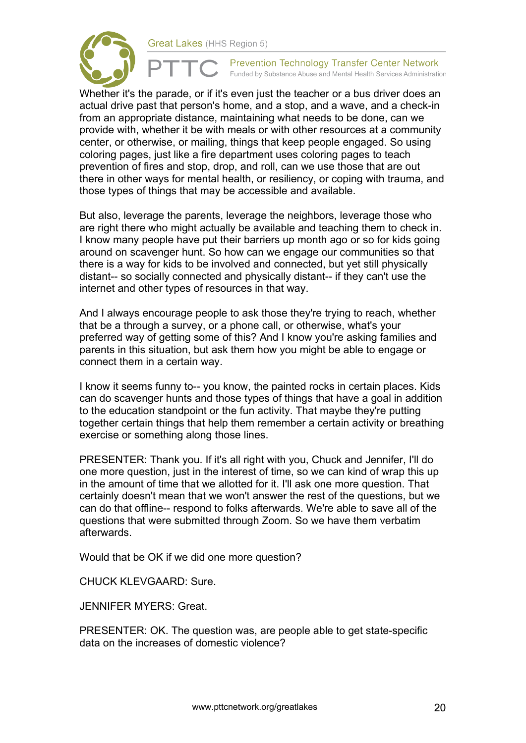Whether it's the parade, or if it's even just the teacher or a bus driver does an actual drive past that person's home, and a stop, and a wave, and a check-in from an appropriate distance, maintaining what needs to be done, can we provide with, whether it be with meals or with other resources at a community center, or otherwise, or mailing, things that keep people engaged. So using coloring pages, just like a fire department uses coloring pages to teach prevention of fires and stop, drop, and roll, can we use those that are out there in other ways for mental health, or resiliency, or coping with trauma, and those types of things that may be accessible and available.

But also, leverage the parents, leverage the neighbors, leverage those who are right there who might actually be available and teaching them to check in. I know many people have put their barriers up month ago or so for kids going around on scavenger hunt. So how can we engage our communities so that there is a way for kids to be involved and connected, but yet still physically distant-- so socially connected and physically distant-- if they can't use the internet and other types of resources in that way.

And I always encourage people to ask those they're trying to reach, whether that be a through a survey, or a phone call, or otherwise, what's your preferred way of getting some of this? And I know you're asking families and parents in this situation, but ask them how you might be able to engage or connect them in a certain way.

I know it seems funny to-- you know, the painted rocks in certain places. Kids can do scavenger hunts and those types of things that have a goal in addition to the education standpoint or the fun activity. That maybe they're putting together certain things that help them remember a certain activity or breathing exercise or something along those lines.

PRESENTER: Thank you. If it's all right with you, Chuck and Jennifer, I'll do one more question, just in the interest of time, so we can kind of wrap this up in the amount of time that we allotted for it. I'll ask one more question. That certainly doesn't mean that we won't answer the rest of the questions, but we can do that offline-- respond to folks afterwards. We're able to save all of the questions that were submitted through Zoom. So we have them verbatim afterwards.

Would that be OK if we did one more question?

CHUCK KLEVGAARD: Sure.

JENNIFER MYERS: Great.

PRESENTER: OK. The question was, are people able to get state-specific data on the increases of domestic violence?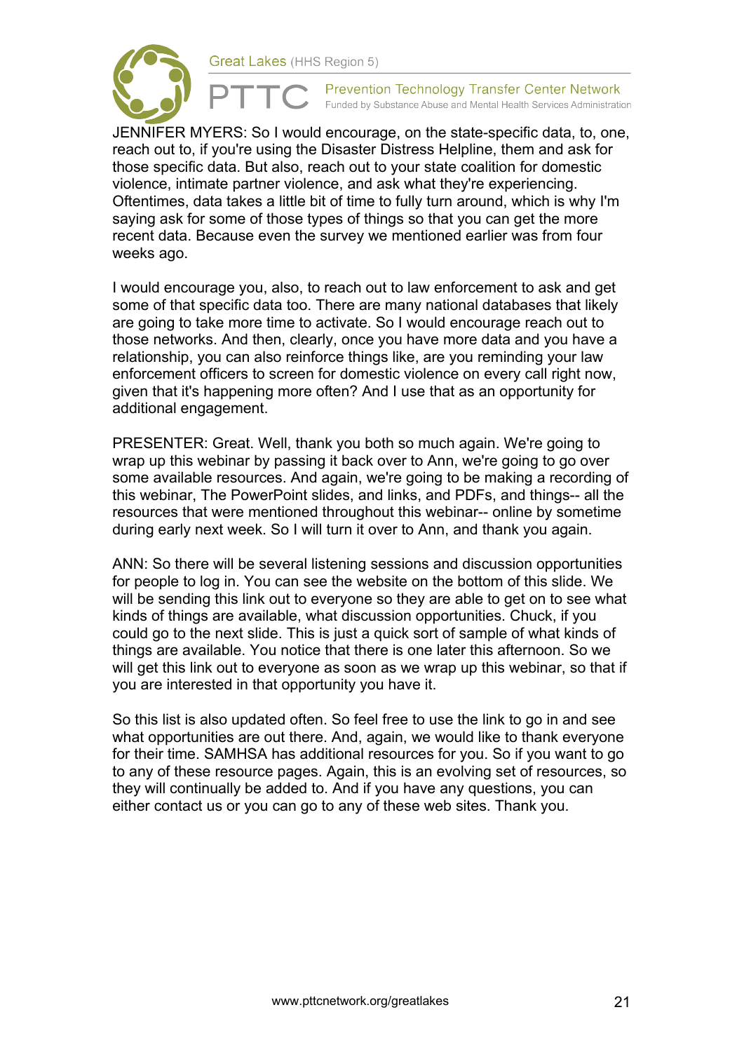JENNIFER MYERS: So I would encourage, on the state-specific data, to, one, reach out to, if you're using the Disaster Distress Helpline, them and ask for those specific data. But also, reach out to your state coalition for domestic violence, intimate partner violence, and ask what they're experiencing. Oftentimes, data takes a little bit of time to fully turn around, which is why I'm saying ask for some of those types of things so that you can get the more recent data. Because even the survey we mentioned earlier was from four weeks ago.

I would encourage you, also, to reach out to law enforcement to ask and get some of that specific data too. There are many national databases that likely are going to take more time to activate. So I would encourage reach out to those networks. And then, clearly, once you have more data and you have a relationship, you can also reinforce things like, are you reminding your law enforcement officers to screen for domestic violence on every call right now, given that it's happening more often? And I use that as an opportunity for additional engagement.

PRESENTER: Great. Well, thank you both so much again. We're going to wrap up this webinar by passing it back over to Ann, we're going to go over some available resources. And again, we're going to be making a recording of this webinar, The PowerPoint slides, and links, and PDFs, and things-- all the resources that were mentioned throughout this webinar-- online by sometime during early next week. So I will turn it over to Ann, and thank you again.

ANN: So there will be several listening sessions and discussion opportunities for people to log in. You can see the website on the bottom of this slide. We will be sending this link out to everyone so they are able to get on to see what kinds of things are available, what discussion opportunities. Chuck, if you could go to the next slide. This is just a quick sort of sample of what kinds of things are available. You notice that there is one later this afternoon. So we will get this link out to everyone as soon as we wrap up this webinar, so that if you are interested in that opportunity you have it.

So this list is also updated often. So feel free to use the link to go in and see what opportunities are out there. And, again, we would like to thank everyone for their time. SAMHSA has additional resources for you. So if you want to go to any of these resource pages. Again, this is an evolving set of resources, so they will continually be added to. And if you have any questions, you can either contact us or you can go to any of these web sites. Thank you.